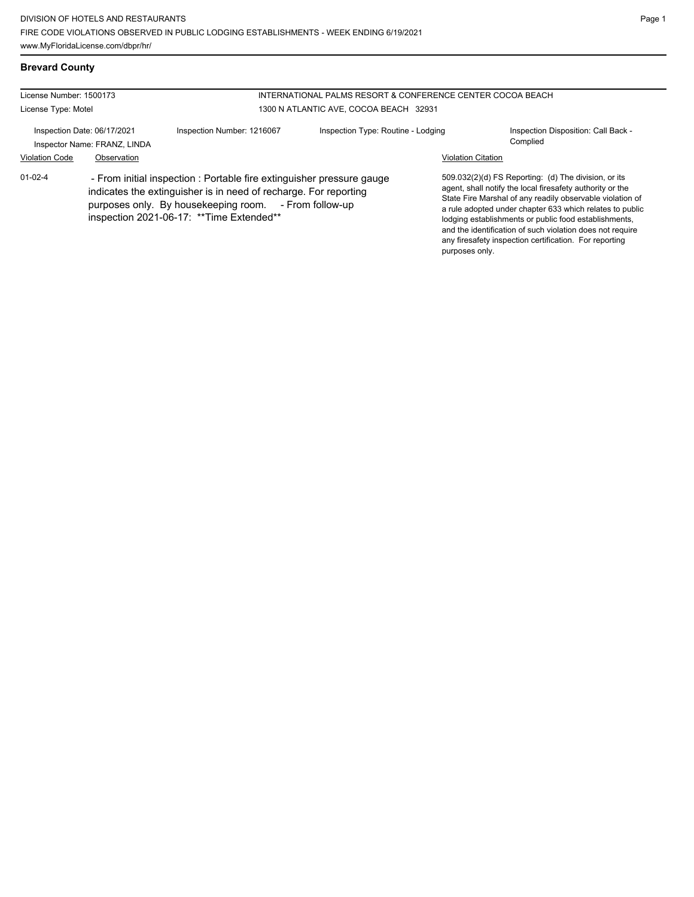DIVISION OF HOTELS AND RESTAURANTS
FIRE CODE VIOLATIONS OBSERVED IN PUBLIC LODGING ESTABLISHMENTS - WEEK ENDING 6/19/2021
www.MyFloridaLicense.com/dbpr/hr/

## Brevard County

License Number: 1500173
License Type: Motel

INTERNATIONAL PALMS RESORT & CONFERENCE CENTER COCOA BEACH
1300 N ATLANTIC AVE, COCOA BEACH 32931

Inspection Date: 06/17/2021
Inspector Name: FRANZ, LINDA
Inspection Number: 1216067
Inspection Type: Routine - Lodging
Inspection Disposition: Call Back - Complied

| Violation Code | Observation | Violation Citation |
|---|---|---|
| 01-02-4 | - From initial inspection : Portable fire extinguisher pressure gauge indicates the extinguisher is in need of recharge. For reporting purposes only. By housekeeping room. - From follow-up inspection 2021-06-17: **Time Extended** | 509.032(2)(d) FS Reporting: (d) The division, or its agent, shall notify the local firesafety authority or the State Fire Marshal of any readily observable violation of a rule adopted under chapter 633 which relates to public lodging establishments or public food establishments, and the identification of such violation does not require any firesafety inspection certification. For reporting purposes only. |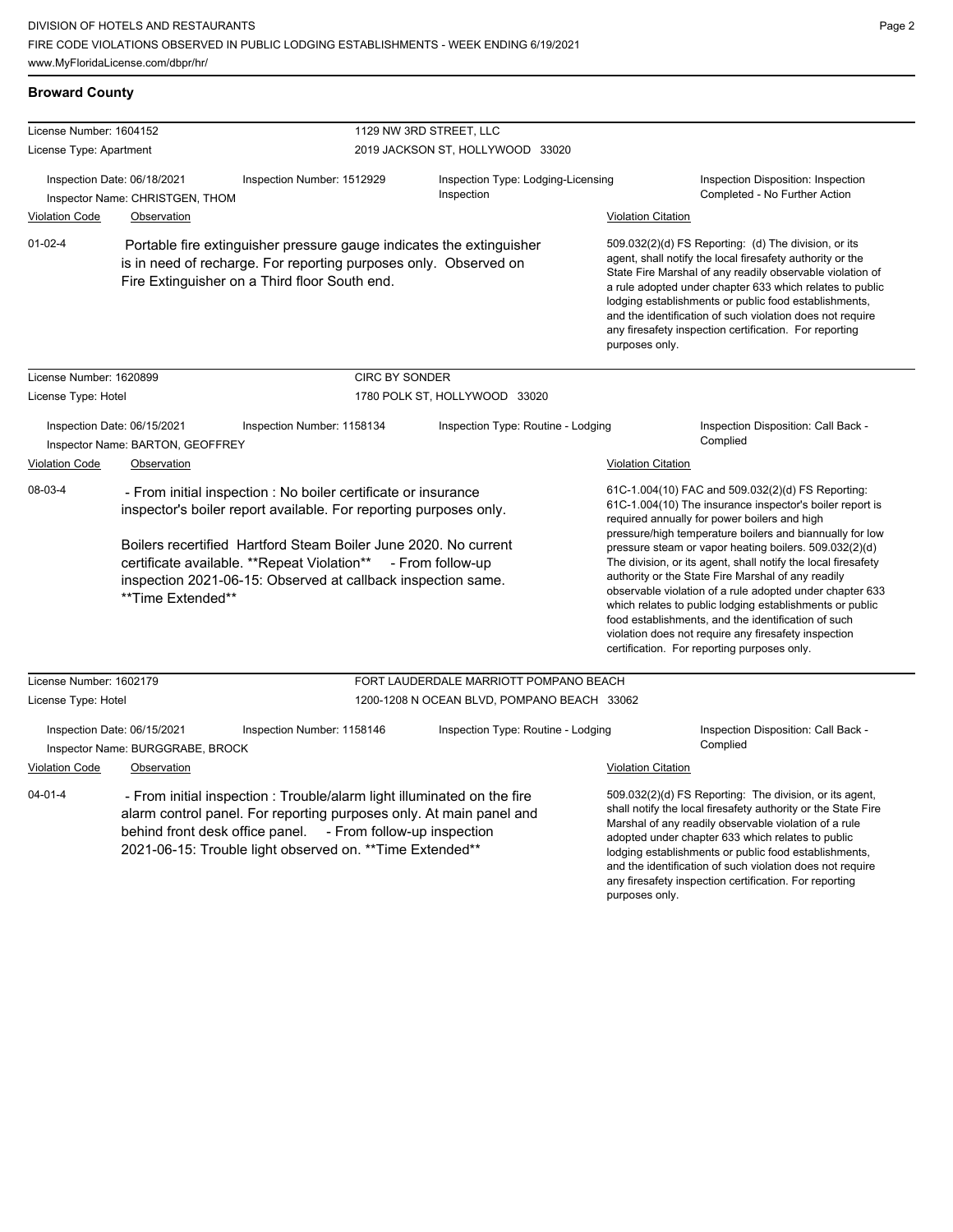## Broward County

**License Number:** 1604152 — 1129 NW 3RD STREET, LLC
**License Type:** Apartment — 2019 JACKSON ST, HOLLYWOOD 33020

Inspection Date: 06/18/2021
Inspection Number: 1512929
Inspection Type: Lodging-Licensing Inspection
Inspection Disposition: Inspection Completed - No Further Action
Inspector Name: CHRISTGEN, THOM

| Violation Code | Observation | Violation Citation |
|---|---|---|
| 01-02-4 | Portable fire extinguisher pressure gauge indicates the extinguisher is in need of recharge. For reporting purposes only. Observed on Fire Extinguisher on a Third floor South end. | 509.032(2)(d) FS Reporting: (d) The division, or its agent, shall notify the local firesafety authority or the State Fire Marshal of any readily observable violation of a rule adopted under chapter 633 which relates to public lodging establishments or public food establishments, and the identification of such violation does not require any firesafety inspection certification. For reporting purposes only. |

**License Number:** 1620899 — CIRC BY SONDER
**License Type:** Hotel — 1780 POLK ST, HOLLYWOOD 33020

Inspection Date: 06/15/2021
Inspection Number: 1158134
Inspection Type: Routine - Lodging
Inspection Disposition: Call Back - Complied
Inspector Name: BARTON, GEOFFREY

| Violation Code | Observation | Violation Citation |
|---|---|---|
| 08-03-4 | - From initial inspection : No boiler certificate or insurance inspector's boiler report available. For reporting purposes only. Boilers recertified Hartford Steam Boiler June 2020. No current certificate available. **Repeat Violation** - From follow-up inspection 2021-06-15: Observed at callback inspection same. **Time Extended** | 61C-1.004(10) FAC and 509.032(2)(d) FS Reporting: 61C-1.004(10) The insurance inspector's boiler report is required annually for power boilers and high pressure/high temperature boilers and biannually for low pressure steam or vapor heating boilers. 509.032(2)(d) The division, or its agent, shall notify the local firesafety authority or the State Fire Marshal of any readily observable violation of a rule adopted under chapter 633 which relates to public lodging establishments or public food establishments, and the identification of such violation does not require any firesafety inspection certification. For reporting purposes only. |

**License Number:** 1602179 — FORT LAUDERDALE MARRIOTT POMPANO BEACH
**License Type:** Hotel — 1200-1208 N OCEAN BLVD, POMPANO BEACH 33062

Inspection Date: 06/15/2021
Inspection Number: 1158146
Inspection Type: Routine - Lodging
Inspection Disposition: Call Back - Complied
Inspector Name: BURGGRABE, BROCK

| Violation Code | Observation | Violation Citation |
|---|---|---|
| 04-01-4 | - From initial inspection : Trouble/alarm light illuminated on the fire alarm control panel. For reporting purposes only. At main panel and behind front desk office panel. - From follow-up inspection 2021-06-15: Trouble light observed on. **Time Extended** | 509.032(2)(d) FS Reporting: The division, or its agent, shall notify the local firesafety authority or the State Fire Marshal of any readily observable violation of a rule adopted under chapter 633 which relates to public lodging establishments or public food establishments, and the identification of such violation does not require any firesafety inspection certification. For reporting purposes only. |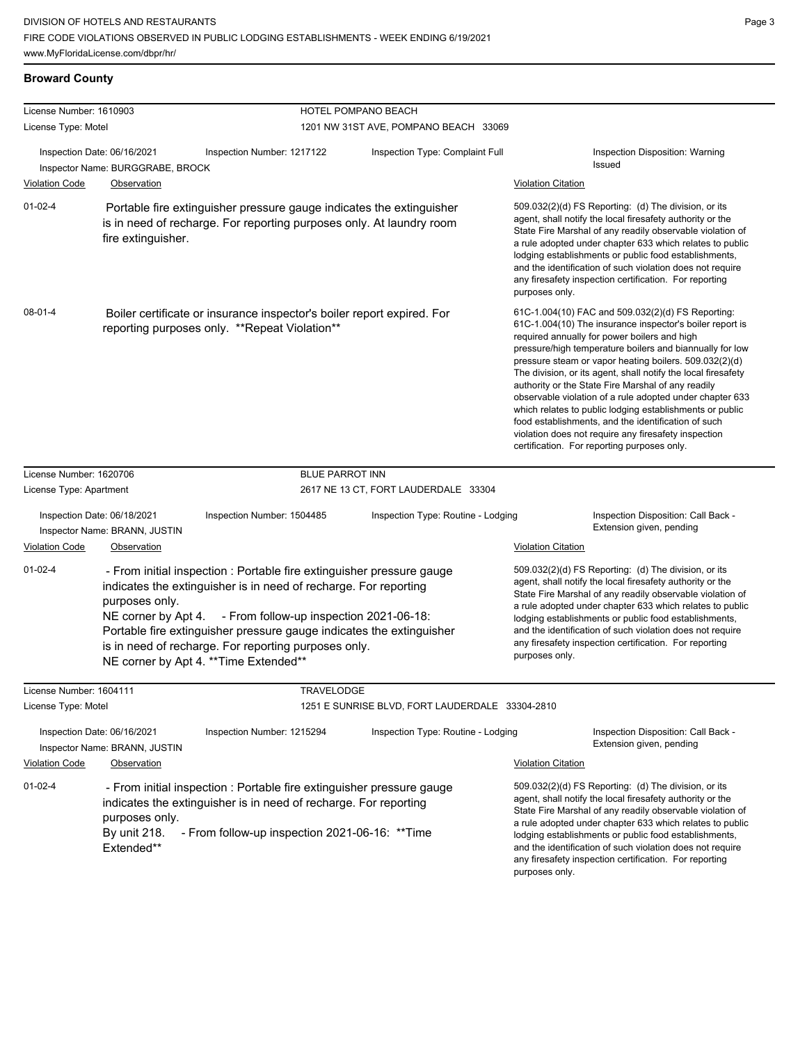## Broward County

**License Number:** 1610903
**License Type:** Motel

**HOTEL POMPANO BEACH**
1201 NW 31ST AVE, POMPANO BEACH 33069

**Inspection Date:** 06/16/2021
**Inspector Name:** BURGGRABE, BROCK
**Inspection Number:** 1217122
**Inspection Type:** Complaint Full
**Inspection Disposition:** Warning Issued

| Violation Code | Observation | Violation Citation |
|---|---|---|
| 01-02-4 | Portable fire extinguisher pressure gauge indicates the extinguisher is in need of recharge. For reporting purposes only. At laundry room fire extinguisher. | 509.032(2)(d) FS Reporting: (d) The division, or its agent, shall notify the local firesafety authority or the State Fire Marshal of any readily observable violation of a rule adopted under chapter 633 which relates to public lodging establishments or public food establishments, and the identification of such violation does not require any firesafety inspection certification. For reporting purposes only. |
| 08-01-4 | Boiler certificate or insurance inspector's boiler report expired. For reporting purposes only. **Repeat Violation** | 61C-1.004(10) FAC and 509.032(2)(d) FS Reporting: 61C-1.004(10) The insurance inspector's boiler report is required annually for power boilers and high pressure/high temperature boilers and biannually for low pressure steam or vapor heating boilers. 509.032(2)(d) The division, or its agent, shall notify the local firesafety authority or the State Fire Marshal of any readily observable violation of a rule adopted under chapter 633 which relates to public lodging establishments or public food establishments, and the identification of such violation does not require any firesafety inspection certification. For reporting purposes only. |

---

**License Number:** 1620706
**License Type:** Apartment

**BLUE PARROT INN**
2617 NE 13 CT, FORT LAUDERDALE 33304

**Inspection Date:** 06/18/2021
**Inspector Name:** BRANN, JUSTIN
**Inspection Number:** 1504485
**Inspection Type:** Routine - Lodging
**Inspection Disposition:** Call Back - Extension given, pending

| Violation Code | Observation | Violation Citation |
|---|---|---|
| 01-02-4 | - From initial inspection : Portable fire extinguisher pressure gauge indicates the extinguisher is in need of recharge. For reporting purposes only. NE corner by Apt 4. - From follow-up inspection 2021-06-18: Portable fire extinguisher pressure gauge indicates the extinguisher is in need of recharge. For reporting purposes only. NE corner by Apt 4. **Time Extended** | 509.032(2)(d) FS Reporting: (d) The division, or its agent, shall notify the local firesafety authority or the State Fire Marshal of any readily observable violation of a rule adopted under chapter 633 which relates to public lodging establishments or public food establishments, and the identification of such violation does not require any firesafety inspection certification. For reporting purposes only. |

---

**License Number:** 1604111
**License Type:** Motel

**TRAVELODGE**
1251 E SUNRISE BLVD, FORT LAUDERDALE 33304-2810

**Inspection Date:** 06/16/2021
**Inspector Name:** BRANN, JUSTIN
**Inspection Number:** 1215294
**Inspection Type:** Routine - Lodging
**Inspection Disposition:** Call Back - Extension given, pending

| Violation Code | Observation | Violation Citation |
|---|---|---|
| 01-02-4 | - From initial inspection : Portable fire extinguisher pressure gauge indicates the extinguisher is in need of recharge. For reporting purposes only. By unit 218. - From follow-up inspection 2021-06-16: **Time Extended** | 509.032(2)(d) FS Reporting: (d) The division, or its agent, shall notify the local firesafety authority or the State Fire Marshal of any readily observable violation of a rule adopted under chapter 633 which relates to public lodging establishments or public food establishments, and the identification of such violation does not require any firesafety inspection certification. For reporting purposes only. |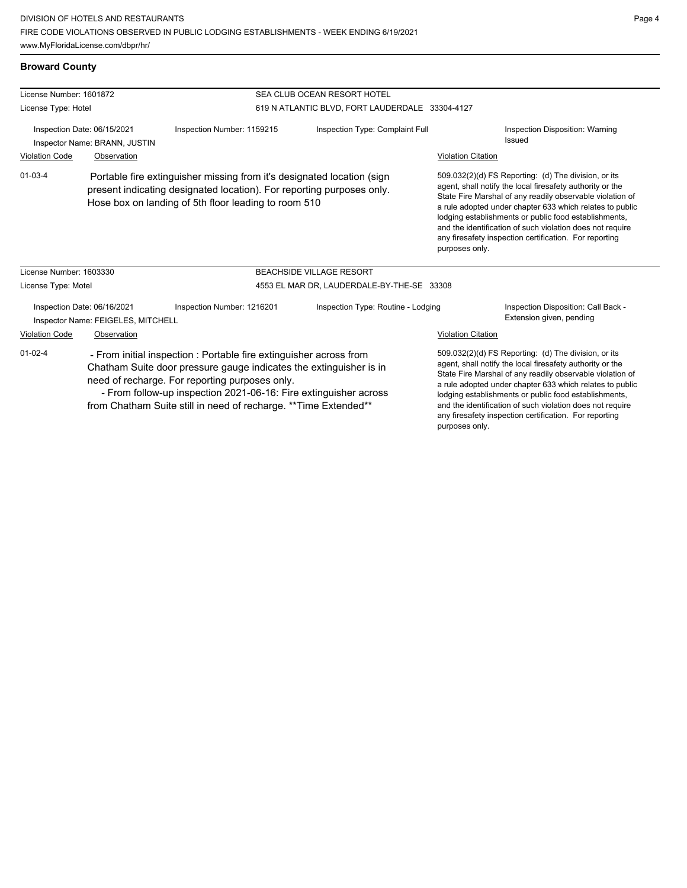## Broward County

**License Number:** 1601872
**License Type:** Hotel

**SEA CLUB OCEAN RESORT HOTEL**
619 N ATLANTIC BLVD, FORT LAUDERDALE 33304-4127

Inspection Date: 06/15/2021
Inspector Name: BRANN, JUSTIN
Inspection Number: 1159215
Inspection Type: Complaint Full
Inspection Disposition: Warning Issued

| Violation Code | Observation | Violation Citation |
|---|---|---|
| 01-03-4 | Portable fire extinguisher missing from it's designated location (sign present indicating designated location). For reporting purposes only. Hose box on landing of 5th floor leading to room 510 | 509.032(2)(d) FS Reporting: (d) The division, or its agent, shall notify the local firesafety authority or the State Fire Marshal of any readily observable violation of a rule adopted under chapter 633 which relates to public lodging establishments or public food establishments, and the identification of such violation does not require any firesafety inspection certification. For reporting purposes only. |

**License Number:** 1603330
**License Type:** Motel

**BEACHSIDE VILLAGE RESORT**
4553 EL MAR DR, LAUDERDALE-BY-THE-SE 33308

Inspection Date: 06/16/2021
Inspector Name: FEIGELES, MITCHELL
Inspection Number: 1216201
Inspection Type: Routine - Lodging
Inspection Disposition: Call Back - Extension given, pending

| Violation Code | Observation | Violation Citation |
|---|---|---|
| 01-02-4 | - From initial inspection : Portable fire extinguisher across from Chatham Suite door pressure gauge indicates the extinguisher is in need of recharge. For reporting purposes only. - From follow-up inspection 2021-06-16: Fire extinguisher across from Chatham Suite still in need of recharge. **Time Extended** | 509.032(2)(d) FS Reporting: (d) The division, or its agent, shall notify the local firesafety authority or the State Fire Marshal of any readily observable violation of a rule adopted under chapter 633 which relates to public lodging establishments or public food establishments, and the identification of such violation does not require any firesafety inspection certification. For reporting purposes only. |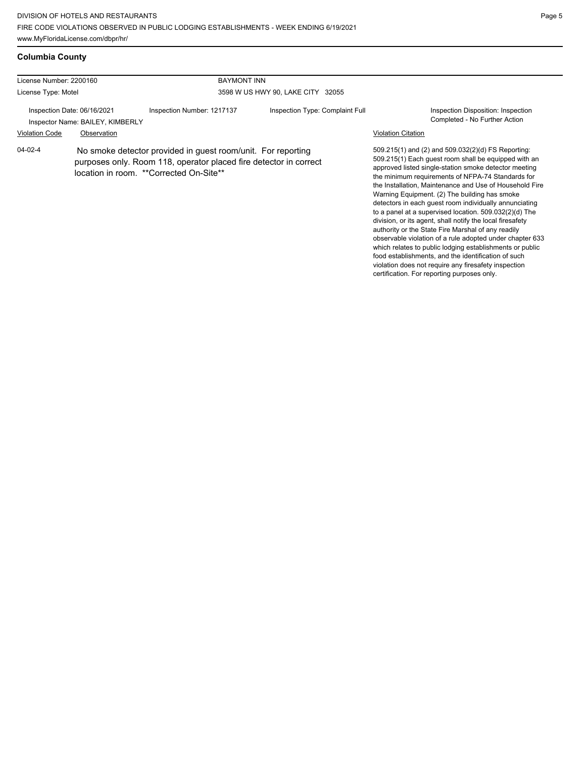DIVISION OF HOTELS AND RESTAURANTS
FIRE CODE VIOLATIONS OBSERVED IN PUBLIC LODGING ESTABLISHMENTS - WEEK ENDING 6/19/2021
www.MyFloridaLicense.com/dbpr/hr/

## Columbia County

License Number: 2200160 — BAYMONT INN

License Type: Motel — 3598 W US HWY 90, LAKE CITY 32055

Inspection Date: 06/16/2021

Inspector Name: BAILEY, KIMBERLY

Inspection Number: 1217137

Inspection Type: Complaint Full

Inspection Disposition: Inspection Completed - No Further Action

| Violation Code | Observation | Violation Citation |
|---|---|---|
| 04-02-4 | No smoke detector provided in guest room/unit. For reporting purposes only. Room 118, operator placed fire detector in correct location in room. **Corrected On-Site** | 509.215(1) and (2) and 509.032(2)(d) FS Reporting: 509.215(1) Each guest room shall be equipped with an approved listed single-station smoke detector meeting the minimum requirements of NFPA-74 Standards for the Installation, Maintenance and Use of Household Fire Warning Equipment. (2) The building has smoke detectors in each guest room individually annunciating to a panel at a supervised location. 509.032(2)(d) The division, or its agent, shall notify the local firesafety authority or the State Fire Marshal of any readily observable violation of a rule adopted under chapter 633 which relates to public lodging establishments or public food establishments, and the identification of such violation does not require any firesafety inspection certification. For reporting purposes only. |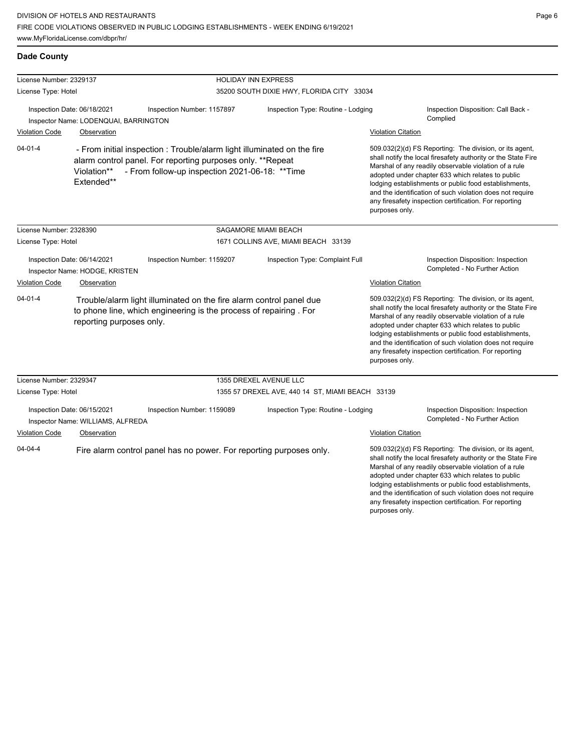## Dade County

**License Number:** 2329137
**License Type:** Hotel

HOLIDAY INN EXPRESS
35200 SOUTH DIXIE HWY, FLORIDA CITY 33034

Inspection Date: 06/18/2021 | Inspection Number: 1157897 | Inspection Type: Routine - Lodging | Inspection Disposition: Call Back - Complied
Inspector Name: LODENQUAI, BARRINGTON

| Violation Code | Observation | Violation Citation |
|---|---|---|
| 04-01-4 | - From initial inspection : Trouble/alarm light illuminated on the fire alarm control panel. For reporting purposes only. **Repeat Violation** - From follow-up inspection 2021-06-18: **Time Extended** | 509.032(2)(d) FS Reporting: The division, or its agent, shall notify the local firesafety authority or the State Fire Marshal of any readily observable violation of a rule adopted under chapter 633 which relates to public lodging establishments or public food establishments, and the identification of such violation does not require any firesafety inspection certification. For reporting purposes only. |

**License Number:** 2328390
**License Type:** Hotel

SAGAMORE MIAMI BEACH
1671 COLLINS AVE, MIAMI BEACH 33139

Inspection Date: 06/14/2021 | Inspection Number: 1159207 | Inspection Type: Complaint Full | Inspection Disposition: Inspection Completed - No Further Action
Inspector Name: HODGE, KRISTEN

| Violation Code | Observation | Violation Citation |
|---|---|---|
| 04-01-4 | Trouble/alarm light illuminated on the fire alarm control panel due to phone line, which engineering is the process of repairing . For reporting purposes only. | 509.032(2)(d) FS Reporting: The division, or its agent, shall notify the local firesafety authority or the State Fire Marshal of any readily observable violation of a rule adopted under chapter 633 which relates to public lodging establishments or public food establishments, and the identification of such violation does not require any firesafety inspection certification. For reporting purposes only. |

**License Number:** 2329347
**License Type:** Hotel

1355 DREXEL AVENUE LLC
1355 57 DREXEL AVE, 440 14 ST, MIAMI BEACH 33139

Inspection Date: 06/15/2021 | Inspection Number: 1159089 | Inspection Type: Routine - Lodging | Inspection Disposition: Inspection Completed - No Further Action
Inspector Name: WILLIAMS, ALFREDA

| Violation Code | Observation | Violation Citation |
|---|---|---|
| 04-04-4 | Fire alarm control panel has no power. For reporting purposes only. | 509.032(2)(d) FS Reporting: The division, or its agent, shall notify the local firesafety authority or the State Fire Marshal of any readily observable violation of a rule adopted under chapter 633 which relates to public lodging establishments or public food establishments, and the identification of such violation does not require any firesafety inspection certification. For reporting purposes only. |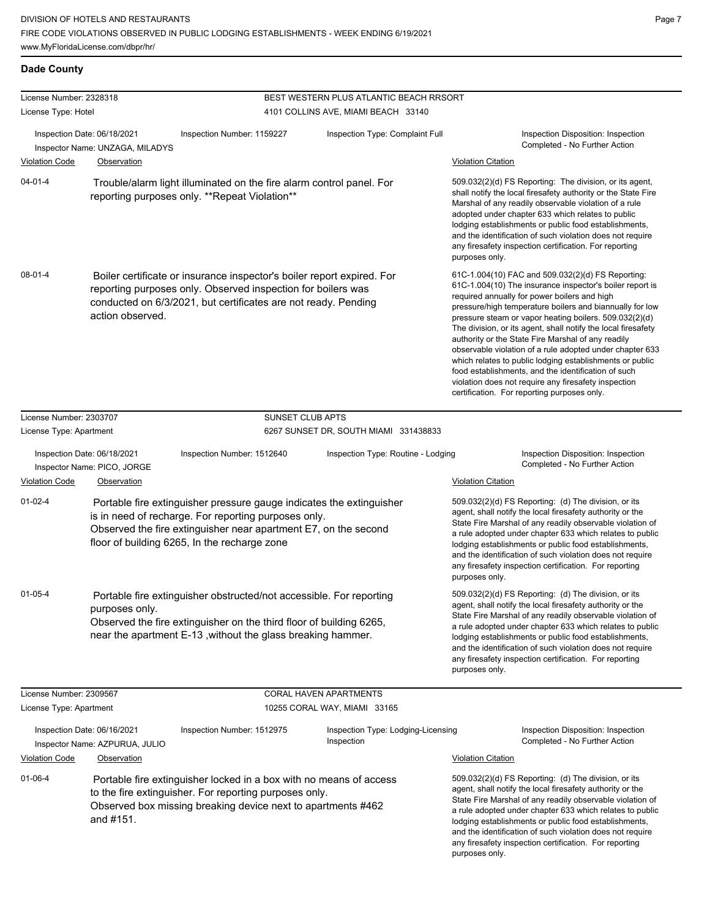## Dade County

**License Number:** 2328318
**License Type:** Hotel

**BEST WESTERN PLUS ATLANTIC BEACH RRSORT**
4101 COLLINS AVE, MIAMI BEACH 33140

Inspection Date: 06/18/2021
Inspector Name: UNZAGA, MILADYS
Inspection Number: 1159227
Inspection Type: Complaint Full
Inspection Disposition: Inspection Completed - No Further Action

| Violation Code | Observation | Violation Citation |
|---|---|---|
| 04-01-4 | Trouble/alarm light illuminated on the fire alarm control panel. For reporting purposes only. **Repeat Violation** | 509.032(2)(d) FS Reporting: The division, or its agent, shall notify the local firesafety authority or the State Fire Marshal of any readily observable violation of a rule adopted under chapter 633 which relates to public lodging establishments or public food establishments, and the identification of such violation does not require any firesafety inspection certification. For reporting purposes only. |
| 08-01-4 | Boiler certificate or insurance inspector's boiler report expired. For reporting purposes only. Observed inspection for boilers was conducted on 6/3/2021, but certificates are not ready. Pending action observed. | 61C-1.004(10) FAC and 509.032(2)(d) FS Reporting: 61C-1.004(10) The insurance inspector's boiler report is required annually for power boilers and high pressure/high temperature boilers and biannually for low pressure steam or vapor heating boilers. 509.032(2)(d) The division, or its agent, shall notify the local firesafety authority or the State Fire Marshal of any readily observable violation of a rule adopted under chapter 633 which relates to public lodging establishments or public food establishments, and the identification of such violation does not require any firesafety inspection certification. For reporting purposes only. |

**License Number:** 2303707
**License Type:** Apartment

**SUNSET CLUB APTS**
6267 SUNSET DR, SOUTH MIAMI 331438833

Inspection Date: 06/18/2021
Inspector Name: PICO, JORGE
Inspection Number: 1512640
Inspection Type: Routine - Lodging
Inspection Disposition: Inspection Completed - No Further Action

| Violation Code | Observation | Violation Citation |
|---|---|---|
| 01-02-4 | Portable fire extinguisher pressure gauge indicates the extinguisher is in need of recharge. For reporting purposes only. Observed the fire extinguisher near apartment E7, on the second floor of building 6265, In the recharge zone | 509.032(2)(d) FS Reporting: (d) The division, or its agent, shall notify the local firesafety authority or the State Fire Marshal of any readily observable violation of a rule adopted under chapter 633 which relates to public lodging establishments or public food establishments, and the identification of such violation does not require any firesafety inspection certification. For reporting purposes only. |
| 01-05-4 | Portable fire extinguisher obstructed/not accessible. For reporting purposes only. Observed the fire extinguisher on the third floor of building 6265, near the apartment E-13 ,without the glass breaking hammer. | 509.032(2)(d) FS Reporting: (d) The division, or its agent, shall notify the local firesafety authority or the State Fire Marshal of any readily observable violation of a rule adopted under chapter 633 which relates to public lodging establishments or public food establishments, and the identification of such violation does not require any firesafety inspection certification. For reporting purposes only. |

**License Number:** 2309567
**License Type:** Apartment

**CORAL HAVEN APARTMENTS**
10255 CORAL WAY, MIAMI 33165

Inspection Date: 06/16/2021
Inspector Name: AZPURUA, JULIO
Inspection Number: 1512975
Inspection Type: Lodging-Licensing Inspection
Inspection Disposition: Inspection Completed - No Further Action

| Violation Code | Observation | Violation Citation |
|---|---|---|
| 01-06-4 | Portable fire extinguisher locked in a box with no means of access to the fire extinguisher. For reporting purposes only. Observed box missing breaking device next to apartments #462 and #151. | 509.032(2)(d) FS Reporting: (d) The division, or its agent, shall notify the local firesafety authority or the State Fire Marshal of any readily observable violation of a rule adopted under chapter 633 which relates to public lodging establishments or public food establishments, and the identification of such violation does not require any firesafety inspection certification. For reporting purposes only. |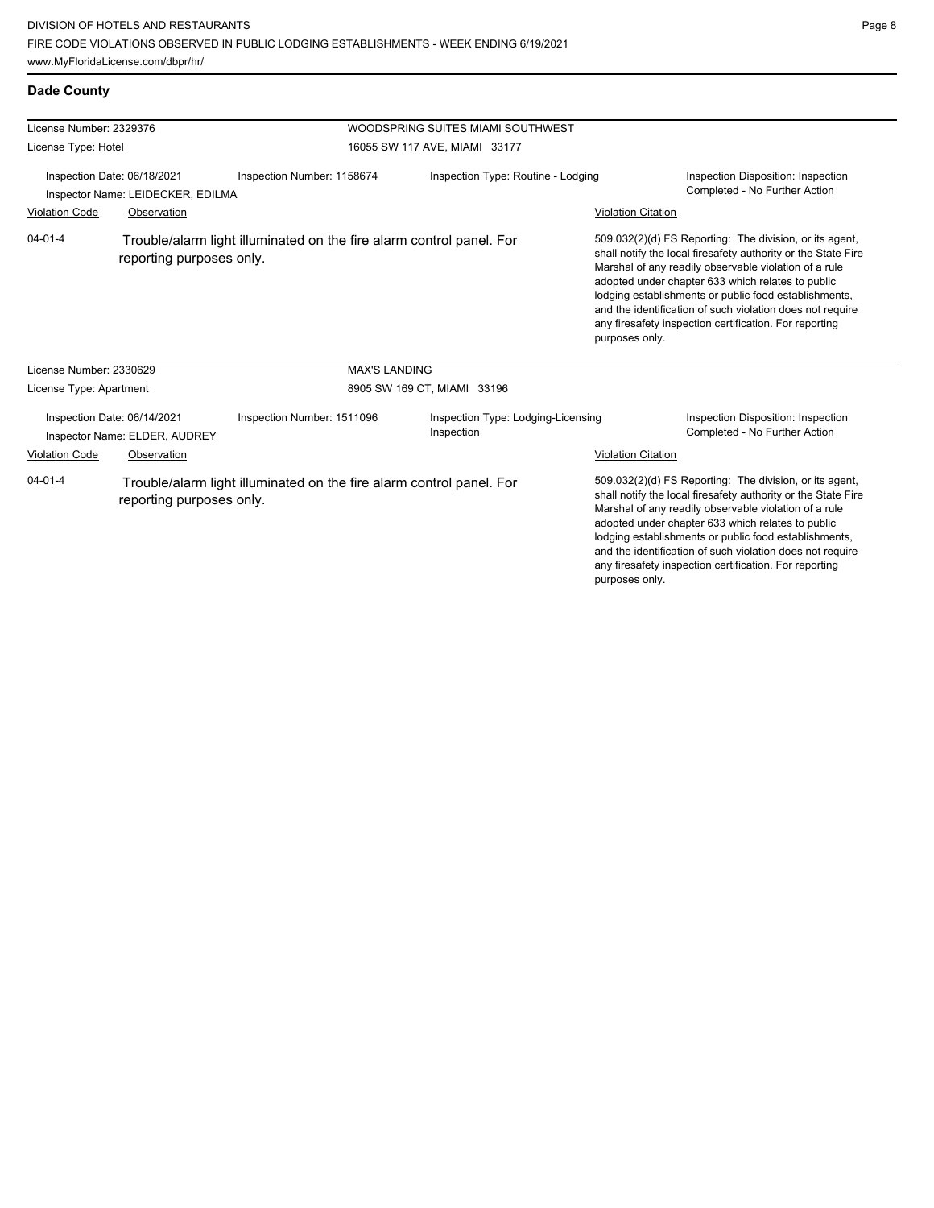## Dade County

**License Number:** 2329376
**License Type:** Hotel

**WOODSPRING SUITES MIAMI SOUTHWEST**
16055 SW 117 AVE, MIAMI 33177

Inspection Date: 06/18/2021
Inspector Name: LEIDECKER, EDILMA
Inspection Number: 1158674
Inspection Type: Routine - Lodging
Inspection Disposition: Inspection Completed - No Further Action

| Violation Code | Observation | Violation Citation |
| --- | --- | --- |
| 04-01-4 | Trouble/alarm light illuminated on the fire alarm control panel. For reporting purposes only. | 509.032(2)(d) FS Reporting: The division, or its agent, shall notify the local firesafety authority or the State Fire Marshal of any readily observable violation of a rule adopted under chapter 633 which relates to public lodging establishments or public food establishments, and the identification of such violation does not require any firesafety inspection certification. For reporting purposes only. |

**License Number:** 2330629
**License Type:** Apartment

**MAX'S LANDING**
8905 SW 169 CT, MIAMI 33196

Inspection Date: 06/14/2021
Inspector Name: ELDER, AUDREY
Inspection Number: 1511096
Inspection Type: Lodging-Licensing Inspection
Inspection Disposition: Inspection Completed - No Further Action

| Violation Code | Observation | Violation Citation |
| --- | --- | --- |
| 04-01-4 | Trouble/alarm light illuminated on the fire alarm control panel. For reporting purposes only. | 509.032(2)(d) FS Reporting: The division, or its agent, shall notify the local firesafety authority or the State Fire Marshal of any readily observable violation of a rule adopted under chapter 633 which relates to public lodging establishments or public food establishments, and the identification of such violation does not require any firesafety inspection certification. For reporting purposes only. |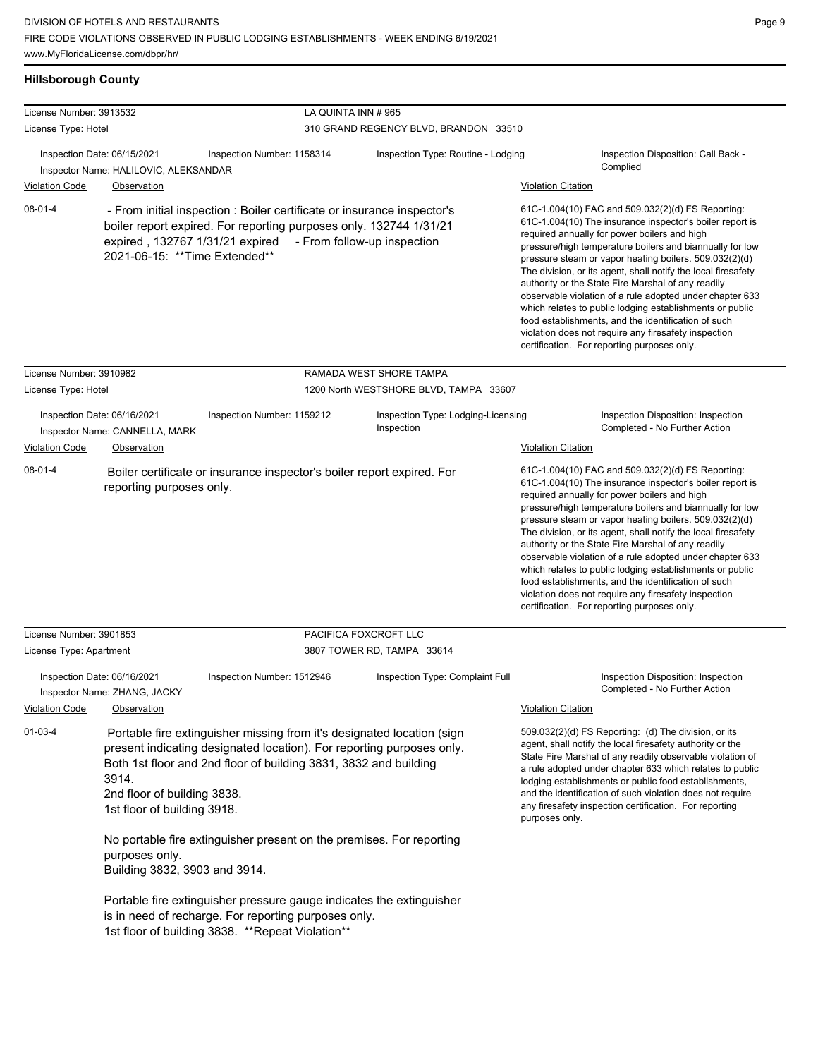## Hillsborough County

**License Number:** 3913532 — **LA QUINTA INN # 965**
**License Type:** Hotel — 310 GRAND REGENCY BLVD, BRANDON 33510

Inspection Date: 06/15/2021 | Inspection Number: 1158314 | Inspection Type: Routine - Lodging | Inspection Disposition: Call Back - Complied
Inspector Name: HALILOVIC, ALEKSANDAR

| Violation Code | Observation | Violation Citation |
|---|---|---|
| 08-01-4 | - From initial inspection : Boiler certificate or insurance inspector's boiler report expired. For reporting purposes only. 132744 1/31/21 expired , 132767 1/31/21 expired - From follow-up inspection 2021-06-15: **Time Extended** | 61C-1.004(10) FAC and 509.032(2)(d) FS Reporting: 61C-1.004(10) The insurance inspector's boiler report is required annually for power boilers and high pressure/high temperature boilers and biannually for low pressure steam or vapor heating boilers. 509.032(2)(d) The division, or its agent, shall notify the local firesafety authority or the State Fire Marshal of any readily observable violation of a rule adopted under chapter 633 which relates to public lodging establishments or public food establishments, and the identification of such violation does not require any firesafety inspection certification. For reporting purposes only. |

**License Number:** 3910982 — **RAMADA WEST SHORE TAMPA**
**License Type:** Hotel — 1200 North WESTSHORE BLVD, TAMPA 33607

Inspection Date: 06/16/2021 | Inspection Number: 1159212 | Inspection Type: Lodging-Licensing Inspection | Inspection Disposition: Inspection Completed - No Further Action
Inspector Name: CANNELLA, MARK

| Violation Code | Observation | Violation Citation |
|---|---|---|
| 08-01-4 | Boiler certificate or insurance inspector's boiler report expired. For reporting purposes only. | 61C-1.004(10) FAC and 509.032(2)(d) FS Reporting: 61C-1.004(10) The insurance inspector's boiler report is required annually for power boilers and high pressure/high temperature boilers and biannually for low pressure steam or vapor heating boilers. 509.032(2)(d) The division, or its agent, shall notify the local firesafety authority or the State Fire Marshal of any readily observable violation of a rule adopted under chapter 633 which relates to public lodging establishments or public food establishments, and the identification of such violation does not require any firesafety inspection certification. For reporting purposes only. |

**License Number:** 3901853 — **PACIFICA FOXCROFT LLC**
**License Type:** Apartment — 3807 TOWER RD, TAMPA 33614

Inspection Date: 06/16/2021 | Inspection Number: 1512946 | Inspection Type: Complaint Full | Inspection Disposition: Inspection Completed - No Further Action
Inspector Name: ZHANG, JACKY

| Violation Code | Observation | Violation Citation |
|---|---|---|
| 01-03-4 | Portable fire extinguisher missing from it's designated location (sign present indicating designated location). For reporting purposes only. Both 1st floor and 2nd floor of building 3831, 3832 and building 3914. 2nd floor of building 3838. 1st floor of building 3918.<br><br>No portable fire extinguisher present on the premises. For reporting purposes only. Building 3832, 3903 and 3914.<br><br>Portable fire extinguisher pressure gauge indicates the extinguisher is in need of recharge. For reporting purposes only. 1st floor of building 3838. **Repeat Violation** | 509.032(2)(d) FS Reporting: (d) The division, or its agent, shall notify the local firesafety authority or the State Fire Marshal of any readily observable violation of a rule adopted under chapter 633 which relates to public lodging establishments or public food establishments, and the identification of such violation does not require any firesafety inspection certification. For reporting purposes only. |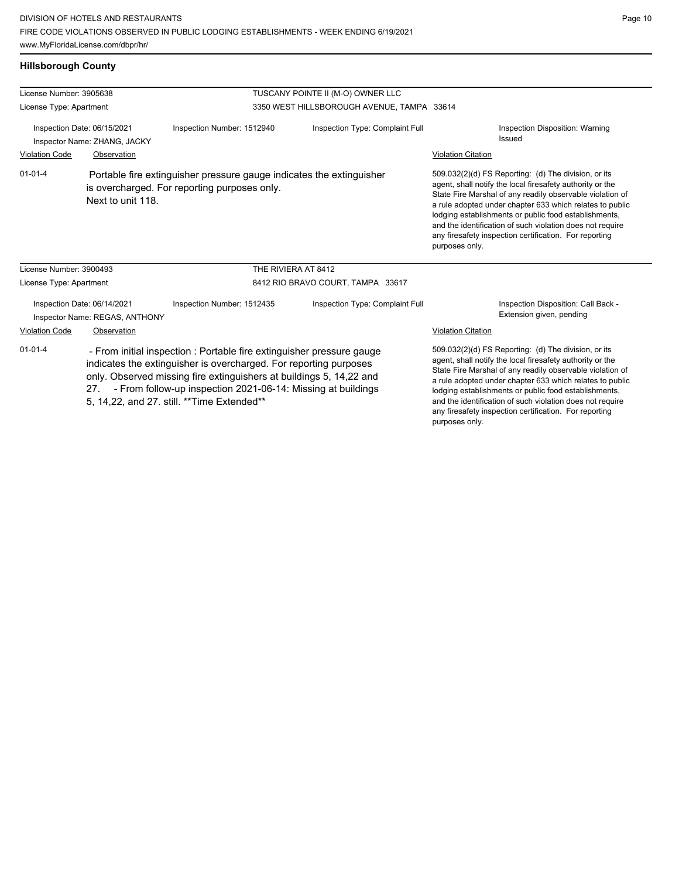## Hillsborough County

**License Number:** 3905638
**License Type:** Apartment

TUSCANY POINTE II (M-O) OWNER LLC
3350 WEST HILLSBOROUGH AVENUE, TAMPA 33614

Inspection Date: 06/15/2021
Inspector Name: ZHANG, JACKY
Inspection Number: 1512940
Inspection Type: Complaint Full
Inspection Disposition: Warning Issued

| Violation Code | Observation | Violation Citation |
| --- | --- | --- |
| 01-01-4 | Portable fire extinguisher pressure gauge indicates the extinguisher is overcharged. For reporting purposes only. Next to unit 118. | 509.032(2)(d) FS Reporting: (d) The division, or its agent, shall notify the local firesafety authority or the State Fire Marshal of any readily observable violation of a rule adopted under chapter 633 which relates to public lodging establishments or public food establishments, and the identification of such violation does not require any firesafety inspection certification. For reporting purposes only. |

**License Number:** 3900493
**License Type:** Apartment

THE RIVIERA AT 8412
8412 RIO BRAVO COURT, TAMPA 33617

Inspection Date: 06/14/2021
Inspector Name: REGAS, ANTHONY
Inspection Number: 1512435
Inspection Type: Complaint Full
Inspection Disposition: Call Back - Extension given, pending

| Violation Code | Observation | Violation Citation |
| --- | --- | --- |
| 01-01-4 | - From initial inspection : Portable fire extinguisher pressure gauge indicates the extinguisher is overcharged. For reporting purposes only. Observed missing fire extinguishers at buildings 5, 14,22 and 27. - From follow-up inspection 2021-06-14: Missing at buildings 5, 14,22, and 27. still. **Time Extended** | 509.032(2)(d) FS Reporting: (d) The division, or its agent, shall notify the local firesafety authority or the State Fire Marshal of any readily observable violation of a rule adopted under chapter 633 which relates to public lodging establishments or public food establishments, and the identification of such violation does not require any firesafety inspection certification. For reporting purposes only. |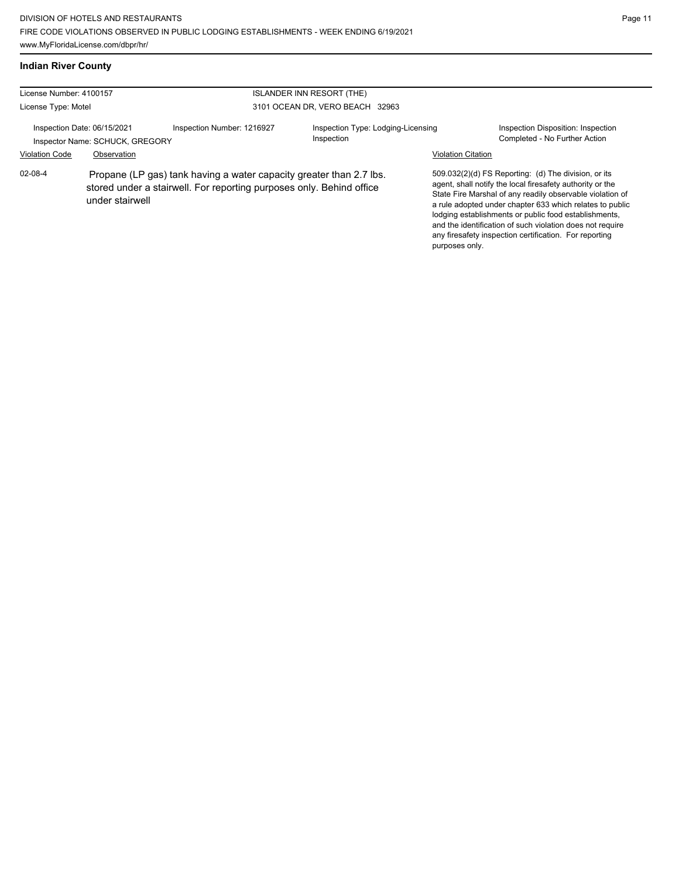## Indian River County

| License Number: 4100157 | | ISLANDER INN RESORT (THE) | |
|---|---|---|---|
| License Type: Motel | | 3101 OCEAN DR, VERO BEACH 32963 | |
| Inspection Date: 06/15/2021 | Inspection Number: 1216927 | Inspection Type: Lodging-Licensing Inspection | Inspection Disposition: Inspection Completed - No Further Action |
| Inspector Name: SCHUCK, GREGORY | | | |

| Violation Code | Observation | Violation Citation |
|---|---|---|
| 02-08-4 | Propane (LP gas) tank having a water capacity greater than 2.7 lbs. stored under a stairwell. For reporting purposes only. Behind office under stairwell | 509.032(2)(d) FS Reporting: (d) The division, or its agent, shall notify the local firesafety authority or the State Fire Marshal of any readily observable violation of a rule adopted under chapter 633 which relates to public lodging establishments or public food establishments, and the identification of such violation does not require any firesafety inspection certification. For reporting purposes only. |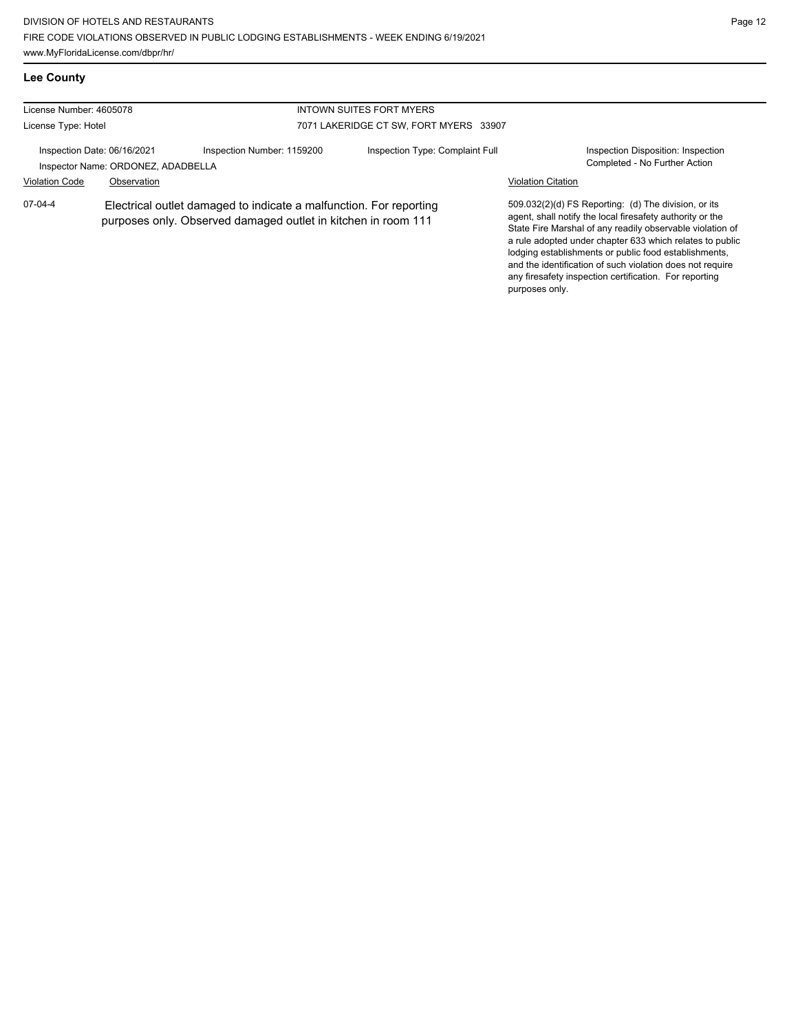## Lee County

License Number: 4605078

License Type: Hotel

**INTOWN SUITES FORT MYERS**

7071 LAKERIDGE CT SW, FORT MYERS 33907

Inspection Date: 06/16/2021

Inspector Name: ORDONEZ, ADADBELLA

Inspection Number: 1159200

Inspection Type: Complaint Full

Inspection Disposition: Inspection Completed - No Further Action

| Violation Code | Observation | Violation Citation |
| --- | --- | --- |
| 07-04-4 | Electrical outlet damaged to indicate a malfunction. For reporting purposes only. Observed damaged outlet in kitchen in room 111 | 509.032(2)(d) FS Reporting: (d) The division, or its agent, shall notify the local firesafety authority or the State Fire Marshal of any readily observable violation of a rule adopted under chapter 633 which relates to public lodging establishments or public food establishments, and the identification of such violation does not require any firesafety inspection certification. For reporting purposes only. |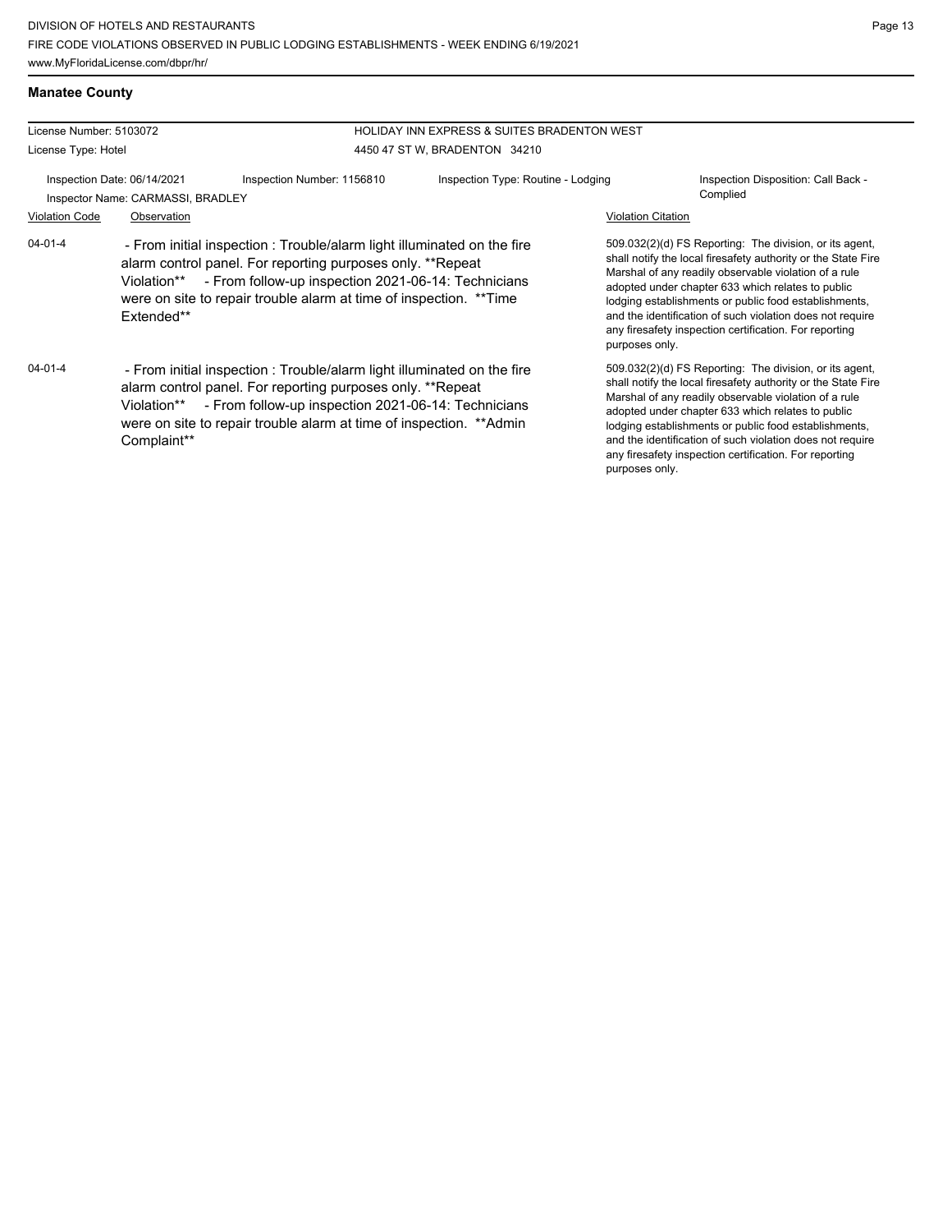## Manatee County

License Number: 5103072

License Type: Hotel

HOLIDAY INN EXPRESS & SUITES BRADENTON WEST

4450 47 ST W, BRADENTON 34210

Inspection Date: 06/14/2021 | Inspection Number: 1156810 | Inspection Type: Routine - Lodging | Inspection Disposition: Call Back - Complied

Inspector Name: CARMASSI, BRADLEY

| Violation Code | Observation | Violation Citation |
| --- | --- | --- |
| 04-01-4 | - From initial inspection : Trouble/alarm light illuminated on the fire alarm control panel. For reporting purposes only. **Repeat Violation** - From follow-up inspection 2021-06-14: Technicians were on site to repair trouble alarm at time of inspection. **Time Extended** | 509.032(2)(d) FS Reporting: The division, or its agent, shall notify the local firesafety authority or the State Fire Marshal of any readily observable violation of a rule adopted under chapter 633 which relates to public lodging establishments or public food establishments, and the identification of such violation does not require any firesafety inspection certification. For reporting purposes only. |
| 04-01-4 | - From initial inspection : Trouble/alarm light illuminated on the fire alarm control panel. For reporting purposes only. **Repeat Violation** - From follow-up inspection 2021-06-14: Technicians were on site to repair trouble alarm at time of inspection. **Admin Complaint** | 509.032(2)(d) FS Reporting: The division, or its agent, shall notify the local firesafety authority or the State Fire Marshal of any readily observable violation of a rule adopted under chapter 633 which relates to public lodging establishments or public food establishments, and the identification of such violation does not require any firesafety inspection certification. For reporting purposes only. |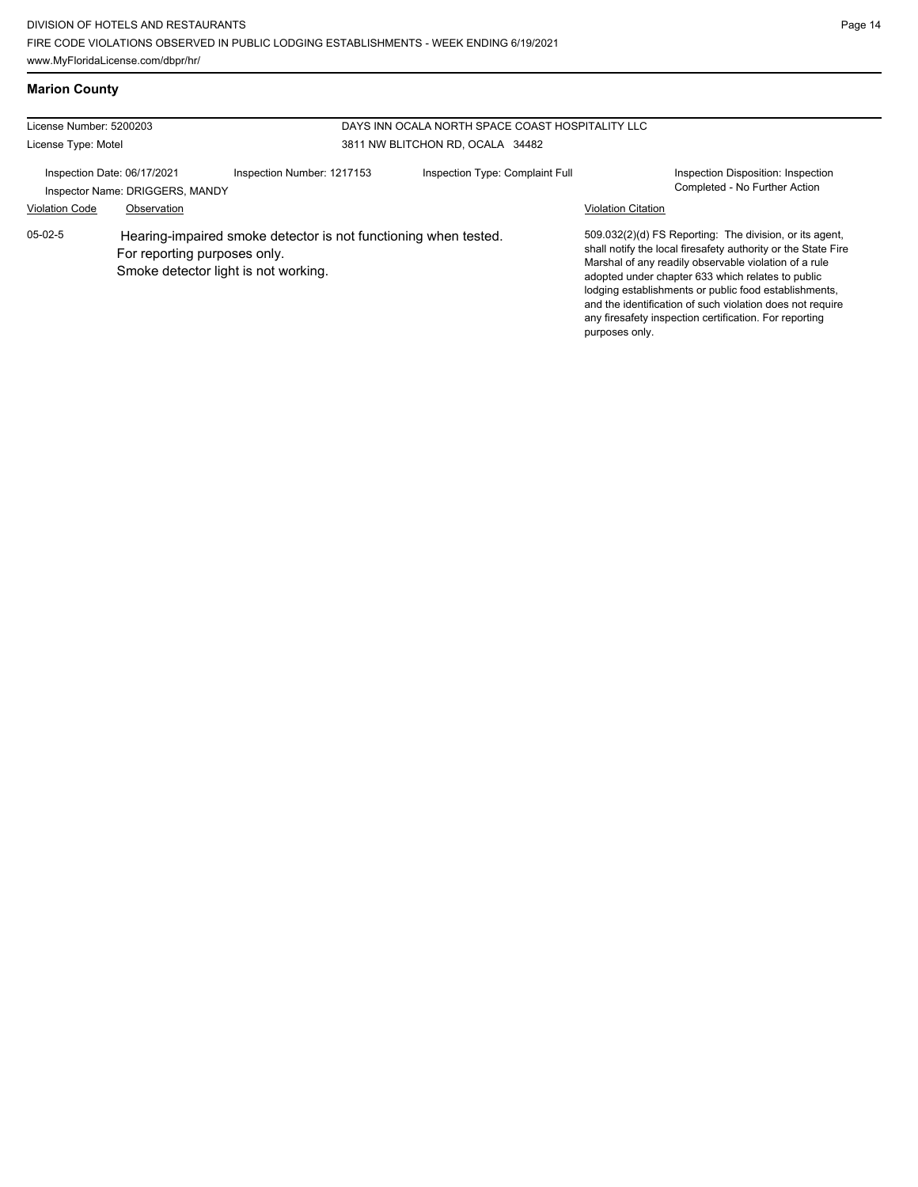## Marion County

License Number: 5200203

License Type: Motel

DAYS INN OCALA NORTH SPACE COAST HOSPITALITY LLC

3811 NW BLITCHON RD, OCALA 34482

Inspection Date: 06/17/2021

Inspector Name: DRIGGERS, MANDY

Inspection Number: 1217153

Inspection Type: Complaint Full

Inspection Disposition: Inspection Completed - No Further Action

| Violation Code | Observation | Violation Citation |
| --- | --- | --- |
| 05-02-5 | Hearing-impaired smoke detector is not functioning when tested. For reporting purposes only. Smoke detector light is not working. | 509.032(2)(d) FS Reporting: The division, or its agent, shall notify the local firesafety authority or the State Fire Marshal of any readily observable violation of a rule adopted under chapter 633 which relates to public lodging establishments or public food establishments, and the identification of such violation does not require any firesafety inspection certification. For reporting purposes only. |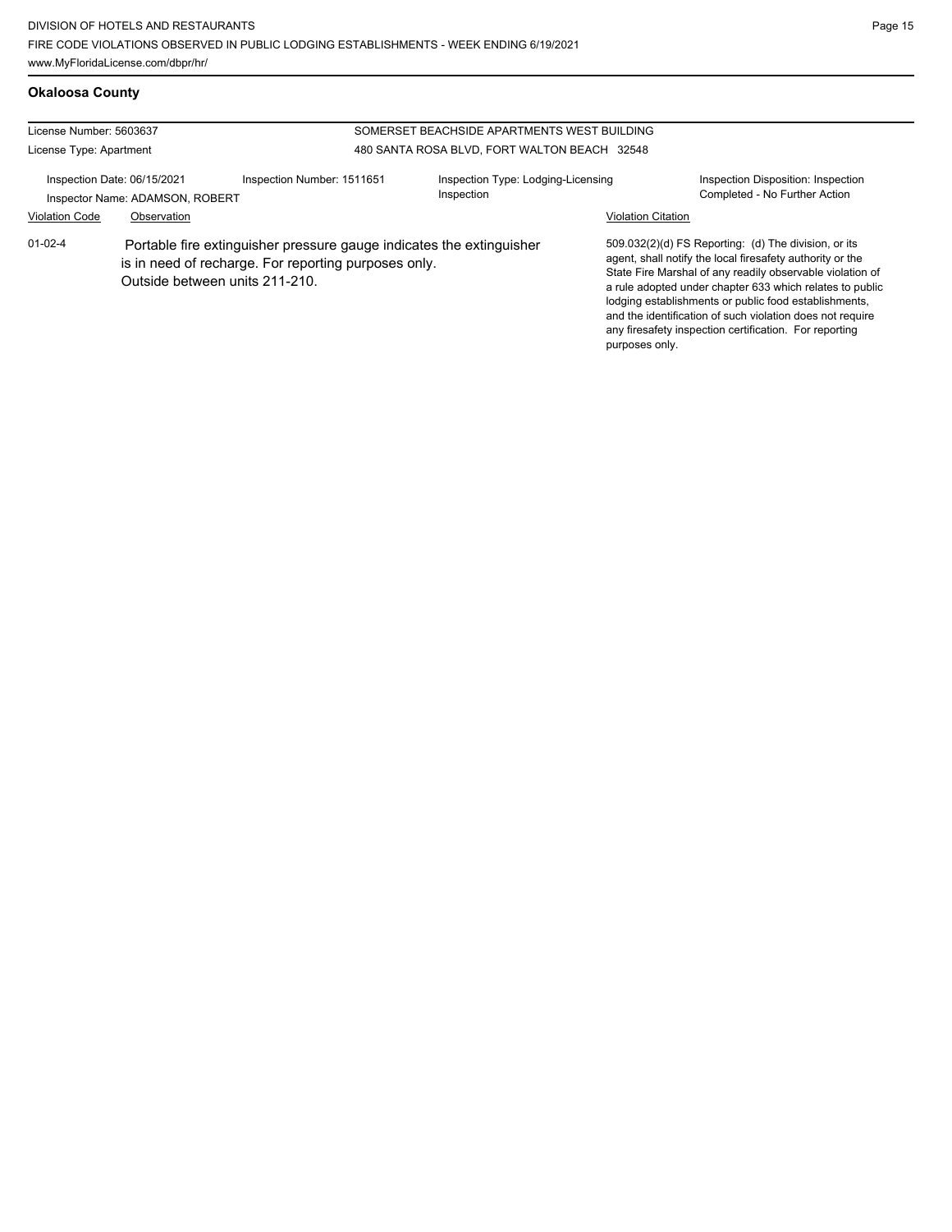## Okaloosa County

License Number: 5603637
License Type: Apartment

SOMERSET BEACHSIDE APARTMENTS WEST BUILDING
480 SANTA ROSA BLVD, FORT WALTON BEACH 32548

Inspection Date: 06/15/2021
Inspector Name: ADAMSON, ROBERT
Inspection Number: 1511651
Inspection Type: Lodging-Licensing Inspection
Inspection Disposition: Inspection Completed - No Further Action

| Violation Code | Observation | Violation Citation |
| --- | --- | --- |
| 01-02-4 | Portable fire extinguisher pressure gauge indicates the extinguisher is in need of recharge. For reporting purposes only. Outside between units 211-210. | 509.032(2)(d) FS Reporting: (d) The division, or its agent, shall notify the local firesafety authority or the State Fire Marshal of any readily observable violation of a rule adopted under chapter 633 which relates to public lodging establishments or public food establishments, and the identification of such violation does not require any firesafety inspection certification. For reporting purposes only. |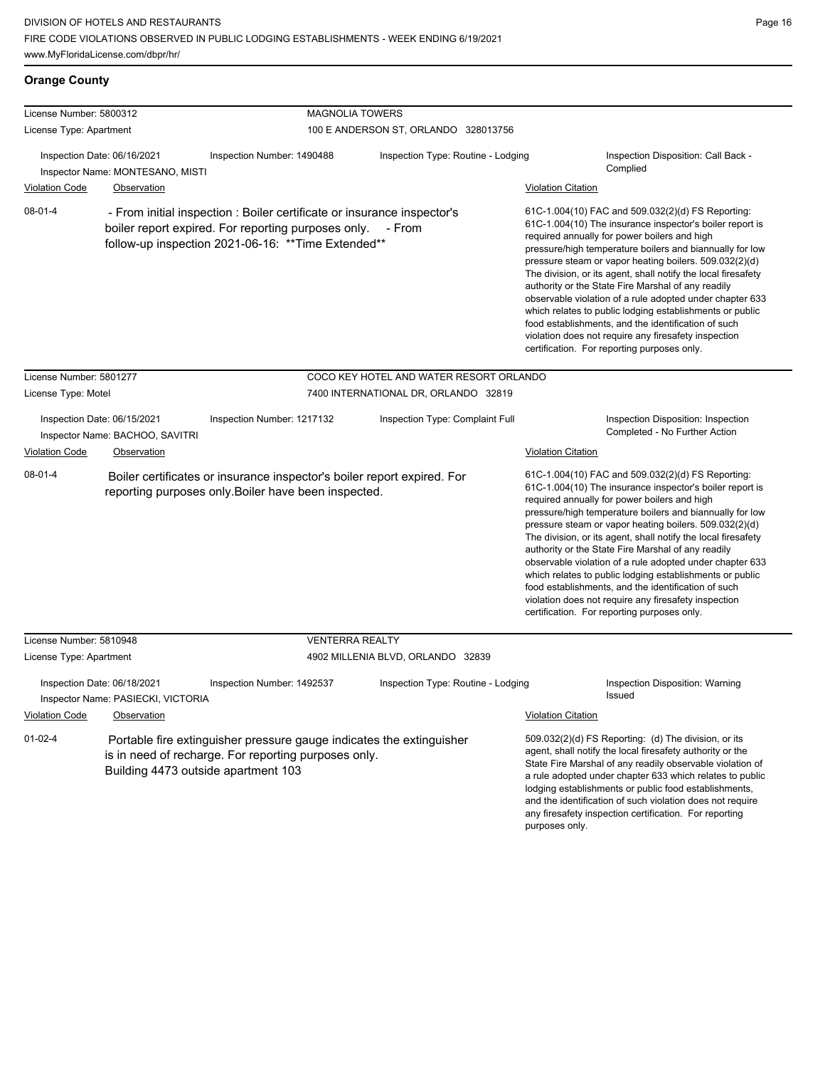DIVISION OF HOTELS AND RESTAURANTS
FIRE CODE VIOLATIONS OBSERVED IN PUBLIC LODGING ESTABLISHMENTS - WEEK ENDING 6/19/2021
www.MyFloridaLicense.com/dbpr/hr/

## Orange County

**License Number:** 5800312 — **MAGNOLIA TOWERS**
**License Type:** Apartment — 100 E ANDERSON ST, ORLANDO 328013756

Inspection Date: 06/16/2021 | Inspection Number: 1490488 | Inspection Type: Routine - Lodging | Inspection Disposition: Call Back - Complied
Inspector Name: MONTESANO, MISTI

| Violation Code | Observation | Violation Citation |
|---|---|---|
| 08-01-4 | - From initial inspection : Boiler certificate or insurance inspector's boiler report expired. For reporting purposes only. - From follow-up inspection 2021-06-16: **Time Extended** | 61C-1.004(10) FAC and 509.032(2)(d) FS Reporting: 61C-1.004(10) The insurance inspector's boiler report is required annually for power boilers and high pressure/high temperature boilers and biannually for low pressure steam or vapor heating boilers. 509.032(2)(d) The division, or its agent, shall notify the local firesafety authority or the State Fire Marshal of any readily observable violation of a rule adopted under chapter 633 which relates to public lodging establishments or public food establishments, and the identification of such violation does not require any firesafety inspection certification. For reporting purposes only. |

**License Number:** 5801277 — **COCO KEY HOTEL AND WATER RESORT ORLANDO**
**License Type:** Motel — 7400 INTERNATIONAL DR, ORLANDO 32819

Inspection Date: 06/15/2021 | Inspection Number: 1217132 | Inspection Type: Complaint Full | Inspection Disposition: Inspection Completed - No Further Action
Inspector Name: BACHOO, SAVITRI

| Violation Code | Observation | Violation Citation |
|---|---|---|
| 08-01-4 | Boiler certificates or insurance inspector's boiler report expired. For reporting purposes only.Boiler have been inspected. | 61C-1.004(10) FAC and 509.032(2)(d) FS Reporting: 61C-1.004(10) The insurance inspector's boiler report is required annually for power boilers and high pressure/high temperature boilers and biannually for low pressure steam or vapor heating boilers. 509.032(2)(d) The division, or its agent, shall notify the local firesafety authority or the State Fire Marshal of any readily observable violation of a rule adopted under chapter 633 which relates to public lodging establishments or public food establishments, and the identification of such violation does not require any firesafety inspection certification. For reporting purposes only. |

**License Number:** 5810948 — **VENTERRA REALTY**
**License Type:** Apartment — 4902 MILLENIA BLVD, ORLANDO 32839

Inspection Date: 06/18/2021 | Inspection Number: 1492537 | Inspection Type: Routine - Lodging | Inspection Disposition: Warning Issued
Inspector Name: PASIECKI, VICTORIA

| Violation Code | Observation | Violation Citation |
|---|---|---|
| 01-02-4 | Portable fire extinguisher pressure gauge indicates the extinguisher is in need of recharge. For reporting purposes only. Building 4473 outside apartment 103 | 509.032(2)(d) FS Reporting: (d) The division, or its agent, shall notify the local firesafety authority or the State Fire Marshal of any readily observable violation of a rule adopted under chapter 633 which relates to public lodging establishments or public food establishments, and the identification of such violation does not require any firesafety inspection certification. For reporting purposes only. |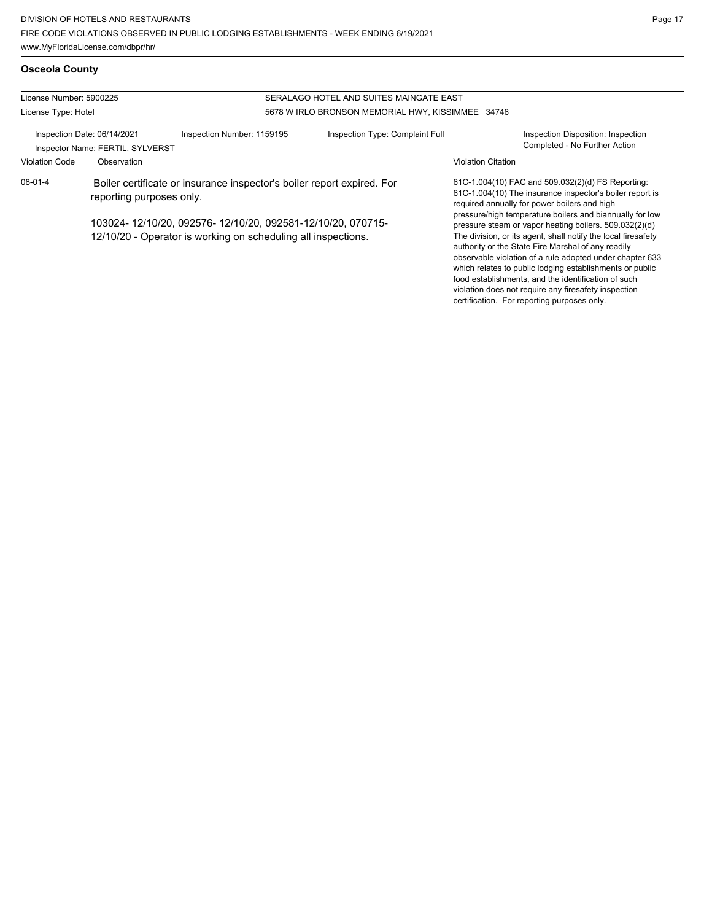## Osceola County

License Number: 5900225
License Type: Hotel

SERALAGO HOTEL AND SUITES MAINGATE EAST
5678 W IRLO BRONSON MEMORIAL HWY, KISSIMMEE 34746

Inspection Date: 06/14/2021
Inspector Name: FERTIL, SYLVERST
Inspection Number: 1159195
Inspection Type: Complaint Full
Inspection Disposition: Inspection Completed - No Further Action

| Violation Code | Observation | Violation Citation |
| --- | --- | --- |
| 08-01-4 | Boiler certificate or insurance inspector's boiler report expired. For reporting purposes only.<br><br>103024- 12/10/20, 092576- 12/10/20, 092581-12/10/20, 070715-12/10/20 - Operator is working on scheduling all inspections. | 61C-1.004(10) FAC and 509.032(2)(d) FS Reporting: 61C-1.004(10) The insurance inspector's boiler report is required annually for power boilers and high pressure/high temperature boilers and biannually for low pressure steam or vapor heating boilers. 509.032(2)(d) The division, or its agent, shall notify the local firesafety authority or the State Fire Marshal of any readily observable violation of a rule adopted under chapter 633 which relates to public lodging establishments or public food establishments, and the identification of such violation does not require any firesafety inspection certification. For reporting purposes only. |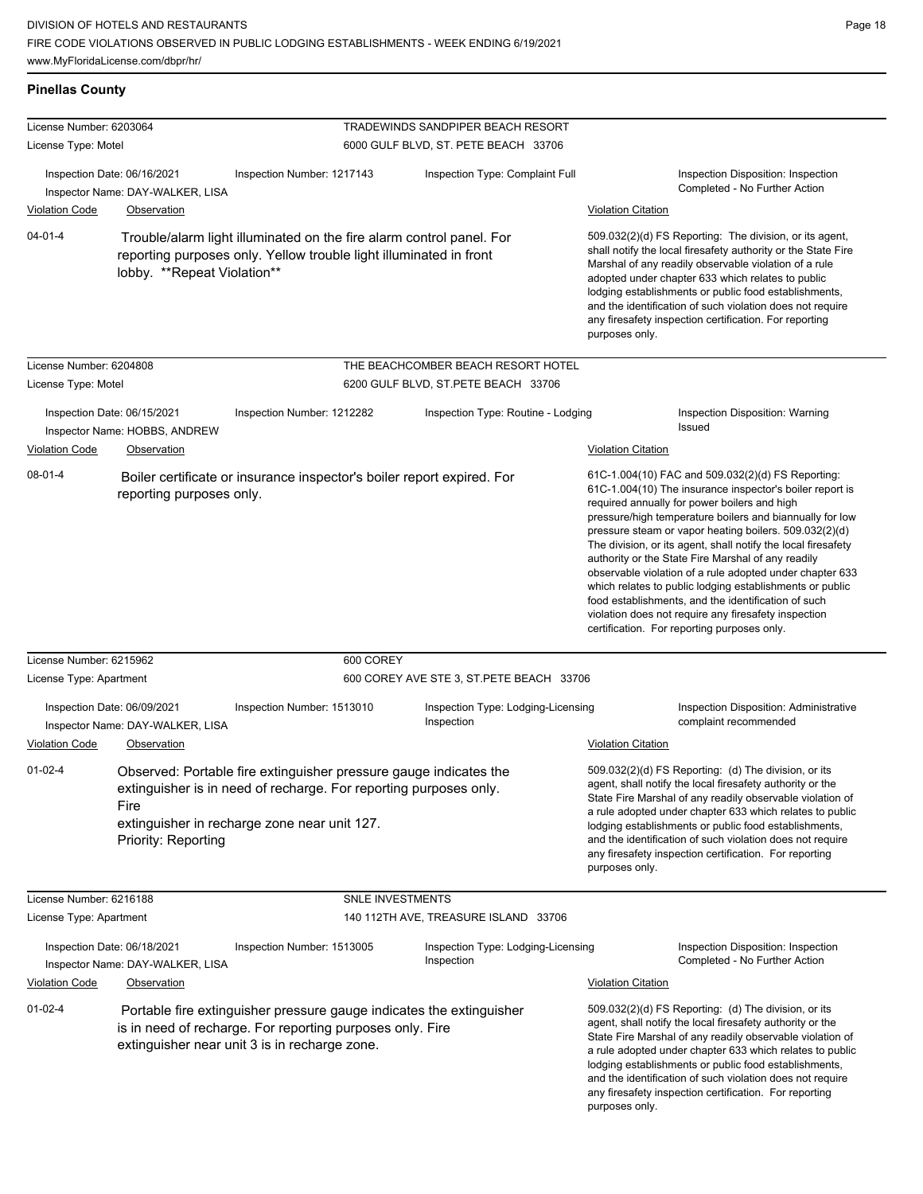## Pinellas County

**License Number:** 6203064
**License Type:** Motel
**TRADEWINDS SANDPIPER BEACH RESORT**
6000 GULF BLVD, ST. PETE BEACH 33706

Inspection Date: 06/16/2021
Inspector Name: DAY-WALKER, LISA
Inspection Number: 1217143
Inspection Type: Complaint Full
Inspection Disposition: Inspection Completed - No Further Action

| Violation Code | Observation | Violation Citation |
|---|---|---|
| 04-01-4 | Trouble/alarm light illuminated on the fire alarm control panel. For reporting purposes only. Yellow trouble light illuminated in front lobby. **Repeat Violation** | 509.032(2)(d) FS Reporting: The division, or its agent, shall notify the local firesafety authority or the State Fire Marshal of any readily observable violation of a rule adopted under chapter 633 which relates to public lodging establishments or public food establishments, and the identification of such violation does not require any firesafety inspection certification. For reporting purposes only. |

**License Number:** 6204808
**License Type:** Motel
**THE BEACHCOMBER BEACH RESORT HOTEL**
6200 GULF BLVD, ST.PETE BEACH 33706

Inspection Date: 06/15/2021
Inspector Name: HOBBS, ANDREW
Inspection Number: 1212282
Inspection Type: Routine - Lodging
Inspection Disposition: Warning Issued

| Violation Code | Observation | Violation Citation |
|---|---|---|
| 08-01-4 | Boiler certificate or insurance inspector's boiler report expired. For reporting purposes only. | 61C-1.004(10) FAC and 509.032(2)(d) FS Reporting: 61C-1.004(10) The insurance inspector's boiler report is required annually for power boilers and high pressure/high temperature boilers and biannually for low pressure steam or vapor heating boilers. 509.032(2)(d) The division, or its agent, shall notify the local firesafety authority or the State Fire Marshal of any readily observable violation of a rule adopted under chapter 633 which relates to public lodging establishments or public food establishments, and the identification of such violation does not require any firesafety inspection certification. For reporting purposes only. |

**License Number:** 6215962
**License Type:** Apartment
**600 COREY**
600 COREY AVE STE 3, ST.PETE BEACH 33706

Inspection Date: 06/09/2021
Inspector Name: DAY-WALKER, LISA
Inspection Number: 1513010
Inspection Type: Lodging-Licensing Inspection
Inspection Disposition: Administrative complaint recommended

| Violation Code | Observation | Violation Citation |
|---|---|---|
| 01-02-4 | Observed: Portable fire extinguisher pressure gauge indicates the extinguisher is in need of recharge. For reporting purposes only. Fire extinguisher in recharge zone near unit 127. Priority: Reporting | 509.032(2)(d) FS Reporting: (d) The division, or its agent, shall notify the local firesafety authority or the State Fire Marshal of any readily observable violation of a rule adopted under chapter 633 which relates to public lodging establishments or public food establishments, and the identification of such violation does not require any firesafety inspection certification. For reporting purposes only. |

**License Number:** 6216188
**License Type:** Apartment
**SNLE INVESTMENTS**
140 112TH AVE, TREASURE ISLAND 33706

Inspection Date: 06/18/2021
Inspector Name: DAY-WALKER, LISA
Inspection Number: 1513005
Inspection Type: Lodging-Licensing Inspection
Inspection Disposition: Inspection Completed - No Further Action

| Violation Code | Observation | Violation Citation |
|---|---|---|
| 01-02-4 | Portable fire extinguisher pressure gauge indicates the extinguisher is in need of recharge. For reporting purposes only. Fire extinguisher near unit 3 is in recharge zone. | 509.032(2)(d) FS Reporting: (d) The division, or its agent, shall notify the local firesafety authority or the State Fire Marshal of any readily observable violation of a rule adopted under chapter 633 which relates to public lodging establishments or public food establishments, and the identification of such violation does not require any firesafety inspection certification. For reporting purposes only. |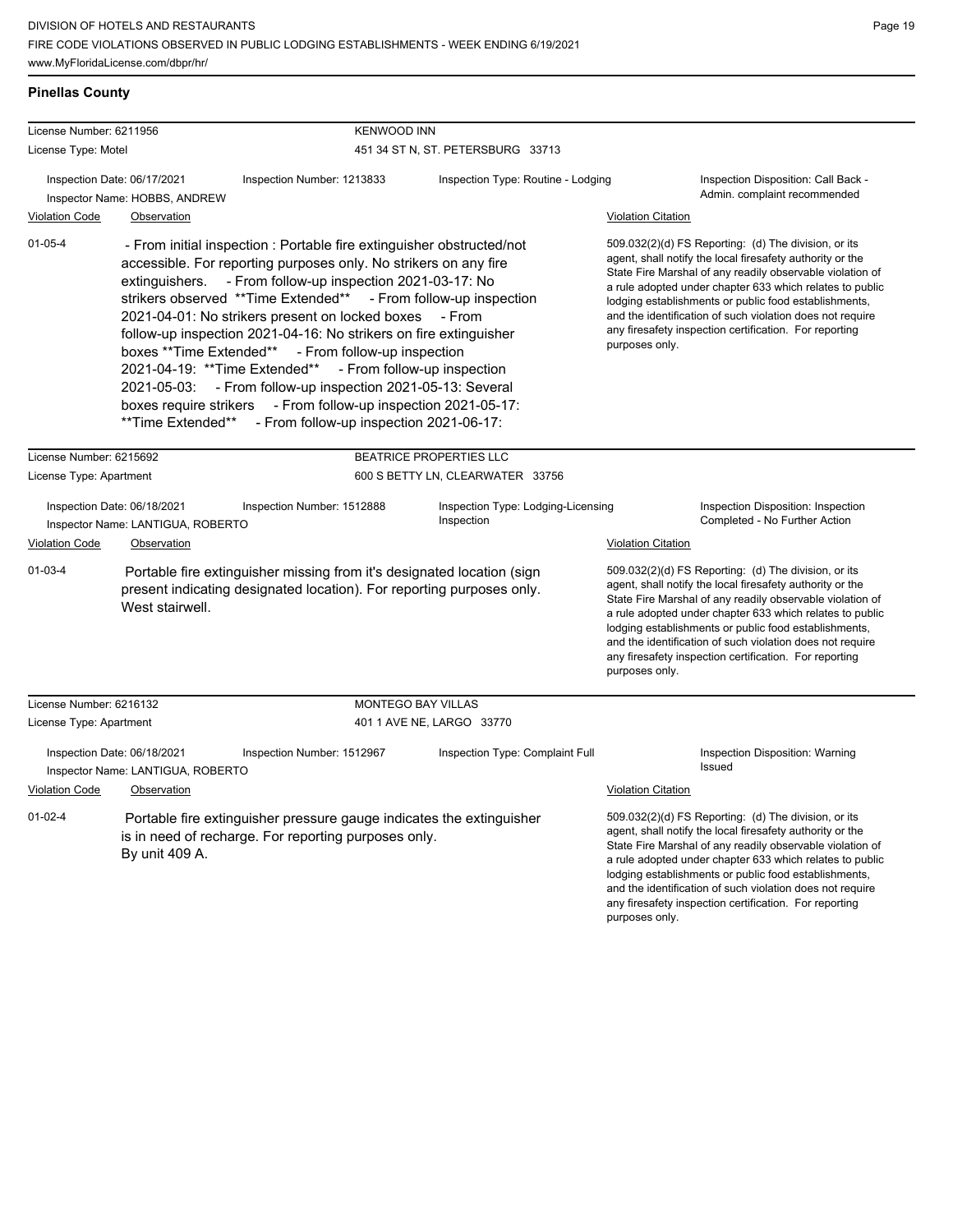## Pinellas County

**License Number:** 6211956 — **KENWOOD INN**
**License Type:** Motel — 451 34 ST N, ST. PETERSBURG 33713

Inspection Date: 06/17/2021 | Inspection Number: 1213833 | Inspection Type: Routine - Lodging | Inspection Disposition: Call Back - Admin. complaint recommended
Inspector Name: HOBBS, ANDREW

| Violation Code | Observation | Violation Citation |
|---|---|---|
| 01-05-4 | - From initial inspection : Portable fire extinguisher obstructed/not accessible. For reporting purposes only. No strikers on any fire extinguishers. - From follow-up inspection 2021-03-17: No strikers observed **Time Extended** - From follow-up inspection 2021-04-01: No strikers present on locked boxes - From follow-up inspection 2021-04-16: No strikers on fire extinguisher boxes **Time Extended** - From follow-up inspection 2021-04-19: **Time Extended** - From follow-up inspection 2021-05-03: - From follow-up inspection 2021-05-13: Several boxes require strikers - From follow-up inspection 2021-05-17: **Time Extended** - From follow-up inspection 2021-06-17: | 509.032(2)(d) FS Reporting: (d) The division, or its agent, shall notify the local firesafety authority or the State Fire Marshal of any readily observable violation of a rule adopted under chapter 633 which relates to public lodging establishments or public food establishments, and the identification of such violation does not require any firesafety inspection certification. For reporting purposes only. |

**License Number:** 6215692 — **BEATRICE PROPERTIES LLC**
**License Type:** Apartment — 600 S BETTY LN, CLEARWATER 33756

Inspection Date: 06/18/2021 | Inspection Number: 1512888 | Inspection Type: Lodging-Licensing Inspection | Inspection Disposition: Inspection Completed - No Further Action
Inspector Name: LANTIGUA, ROBERTO

| Violation Code | Observation | Violation Citation |
|---|---|---|
| 01-03-4 | Portable fire extinguisher missing from it's designated location (sign present indicating designated location). For reporting purposes only. West stairwell. | 509.032(2)(d) FS Reporting: (d) The division, or its agent, shall notify the local firesafety authority or the State Fire Marshal of any readily observable violation of a rule adopted under chapter 633 which relates to public lodging establishments or public food establishments, and the identification of such violation does not require any firesafety inspection certification. For reporting purposes only. |

**License Number:** 6216132 — **MONTEGO BAY VILLAS**
**License Type:** Apartment — 401 1 AVE NE, LARGO 33770

Inspection Date: 06/18/2021 | Inspection Number: 1512967 | Inspection Type: Complaint Full | Inspection Disposition: Warning Issued
Inspector Name: LANTIGUA, ROBERTO

| Violation Code | Observation | Violation Citation |
|---|---|---|
| 01-02-4 | Portable fire extinguisher pressure gauge indicates the extinguisher is in need of recharge. For reporting purposes only. By unit 409 A. | 509.032(2)(d) FS Reporting: (d) The division, or its agent, shall notify the local firesafety authority or the State Fire Marshal of any readily observable violation of a rule adopted under chapter 633 which relates to public lodging establishments or public food establishments, and the identification of such violation does not require any firesafety inspection certification. For reporting purposes only. |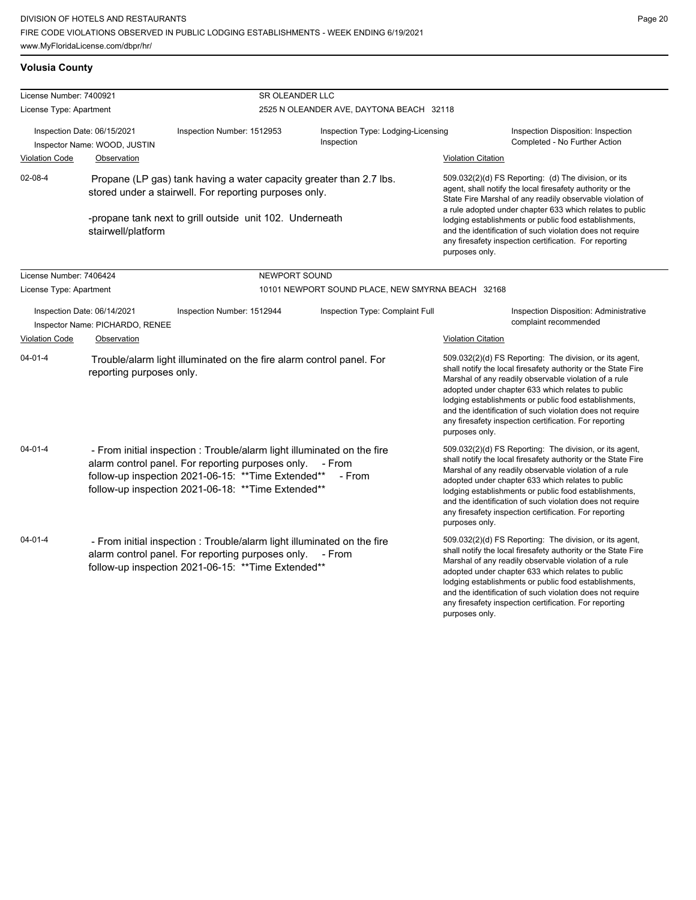## Volusia County

**License Number:** 7400921 — **SR OLEANDER LLC**
**License Type:** Apartment — 2525 N OLEANDER AVE, DAYTONA BEACH 32118

Inspection Date: 06/15/2021 | Inspection Number: 1512953 | Inspection Type: Lodging-Licensing Inspection | Inspection Disposition: Inspection Completed - No Further Action
Inspector Name: WOOD, JUSTIN

| Violation Code | Observation | Violation Citation |
|---|---|---|
| 02-08-4 | Propane (LP gas) tank having a water capacity greater than 2.7 lbs. stored under a stairwell. For reporting purposes only. -propane tank next to grill outside unit 102. Underneath stairwell/platform | 509.032(2)(d) FS Reporting: (d) The division, or its agent, shall notify the local firesafety authority or the State Fire Marshal of any readily observable violation of a rule adopted under chapter 633 which relates to public lodging establishments or public food establishments, and the identification of such violation does not require any firesafety inspection certification. For reporting purposes only. |

**License Number:** 7406424 — **NEWPORT SOUND**
**License Type:** Apartment — 10101 NEWPORT SOUND PLACE, NEW SMYRNA BEACH 32168

Inspection Date: 06/14/2021 | Inspection Number: 1512944 | Inspection Type: Complaint Full | Inspection Disposition: Administrative complaint recommended
Inspector Name: PICHARDO, RENEE

| Violation Code | Observation | Violation Citation |
|---|---|---|
| 04-01-4 | Trouble/alarm light illuminated on the fire alarm control panel. For reporting purposes only. | 509.032(2)(d) FS Reporting: The division, or its agent, shall notify the local firesafety authority or the State Fire Marshal of any readily observable violation of a rule adopted under chapter 633 which relates to public lodging establishments or public food establishments, and the identification of such violation does not require any firesafety inspection certification. For reporting purposes only. |
| 04-01-4 | - From initial inspection : Trouble/alarm light illuminated on the fire alarm control panel. For reporting purposes only. - From follow-up inspection 2021-06-15: **Time Extended** - From follow-up inspection 2021-06-18: **Time Extended** | 509.032(2)(d) FS Reporting: The division, or its agent, shall notify the local firesafety authority or the State Fire Marshal of any readily observable violation of a rule adopted under chapter 633 which relates to public lodging establishments or public food establishments, and the identification of such violation does not require any firesafety inspection certification. For reporting purposes only. |
| 04-01-4 | - From initial inspection : Trouble/alarm light illuminated on the fire alarm control panel. For reporting purposes only. - From follow-up inspection 2021-06-15: **Time Extended** | 509.032(2)(d) FS Reporting: The division, or its agent, shall notify the local firesafety authority or the State Fire Marshal of any readily observable violation of a rule adopted under chapter 633 which relates to public lodging establishments or public food establishments, and the identification of such violation does not require any firesafety inspection certification. For reporting purposes only. |